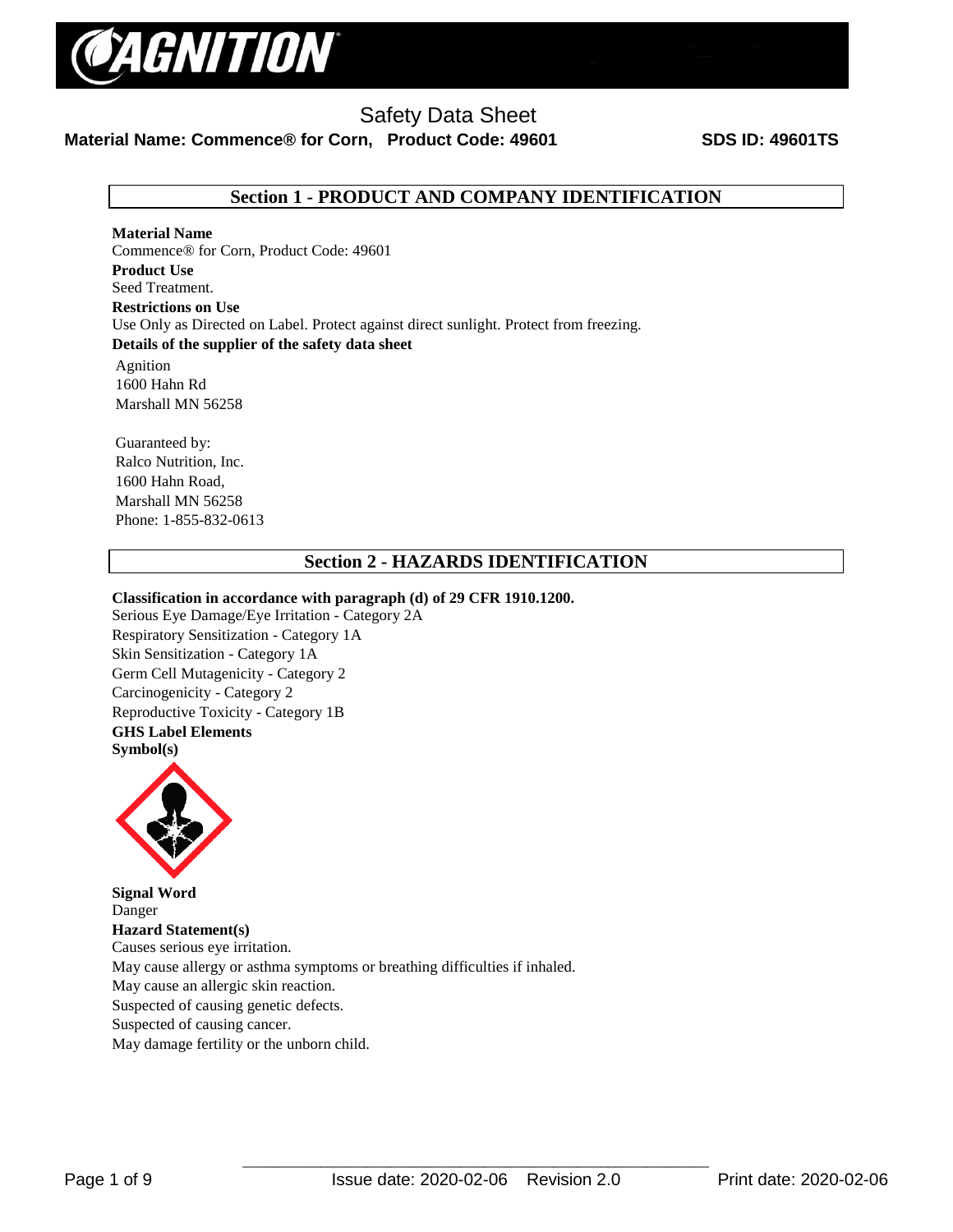# Safety Data Sheet

**Material Name: Commence® for Corn, Product Code: 49601 SDS ID: 49601TS**

## Section 1 - PRODUCT AND COMPANY IDENTIFICATION

**Material Name**
Commence® for Corn, Product Code: 49601

**Product Use**
Seed Treatment.

**Restrictions on Use**
Use Only as Directed on Label. Protect against direct sunlight. Protect from freezing.

**Details of the supplier of the safety data sheet**

Agnition
1600 Hahn Rd
Marshall MN 56258

Guaranteed by:
Ralco Nutrition, Inc.
1600 Hahn Road,
Marshall MN 56258
Phone: 1-855-832-0613

## Section 2 - HAZARDS IDENTIFICATION

**Classification in accordance with paragraph (d) of 29 CFR 1910.1200.**

Serious Eye Damage/Eye Irritation - Category 2A
Respiratory Sensitization - Category 1A
Skin Sensitization - Category 1A
Germ Cell Mutagenicity - Category 2
Carcinogenicity - Category 2
Reproductive Toxicity - Category 1B

**GHS Label Elements**

**Symbol(s)**

**Signal Word**
Danger

**Hazard Statement(s)**
Causes serious eye irritation.
May cause allergy or asthma symptoms or breathing difficulties if inhaled.
May cause an allergic skin reaction.
Suspected of causing genetic defects.
Suspected of causing cancer.
May damage fertility or the unborn child.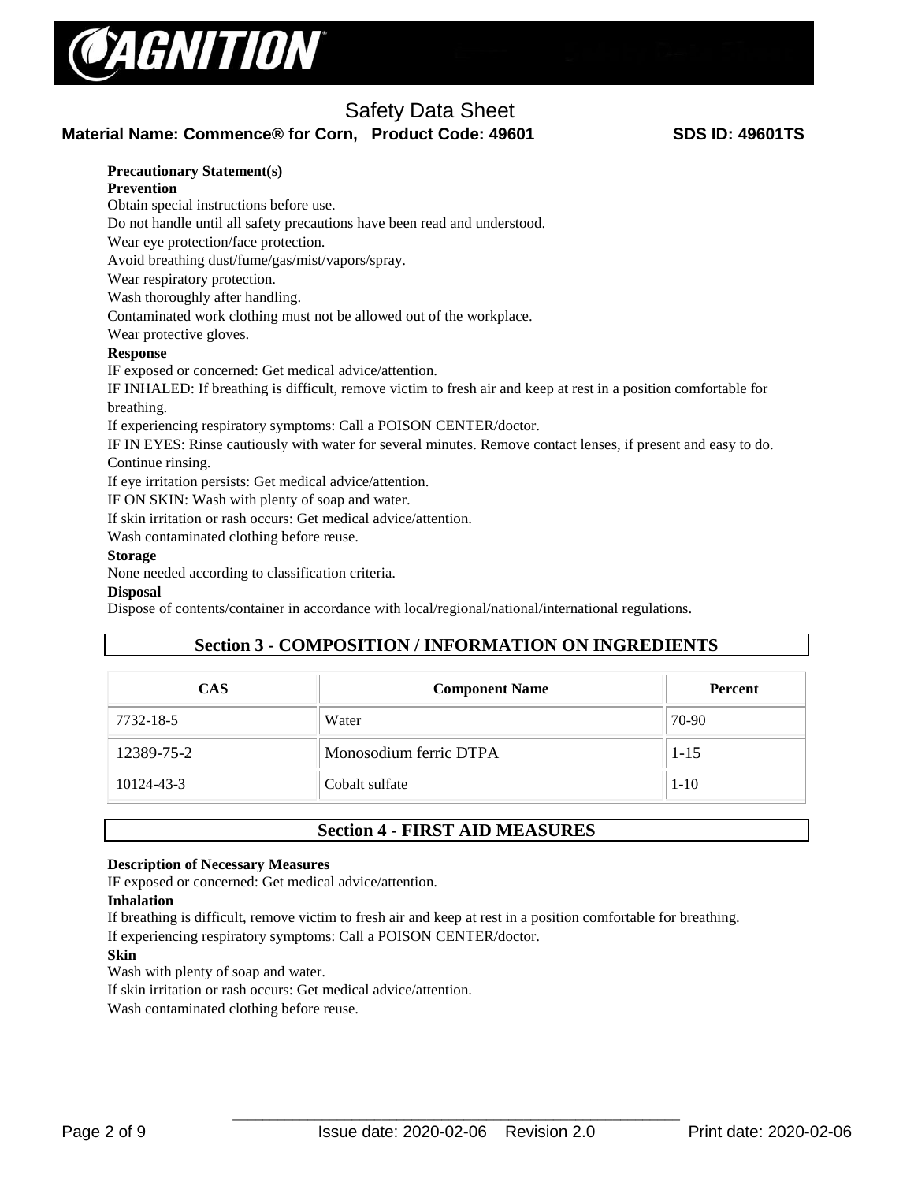**Precautionary Statement(s)**

**Prevention**

Obtain special instructions before use.
Do not handle until all safety precautions have been read and understood.
Wear eye protection/face protection.
Avoid breathing dust/fume/gas/mist/vapors/spray.
Wear respiratory protection.
Wash thoroughly after handling.
Contaminated work clothing must not be allowed out of the workplace.
Wear protective gloves.

**Response**

IF exposed or concerned: Get medical advice/attention.
IF INHALED: If breathing is difficult, remove victim to fresh air and keep at rest in a position comfortable for breathing.
If experiencing respiratory symptoms: Call a POISON CENTER/doctor.
IF IN EYES: Rinse cautiously with water for several minutes. Remove contact lenses, if present and easy to do. Continue rinsing.
If eye irritation persists: Get medical advice/attention.
IF ON SKIN: Wash with plenty of soap and water.
If skin irritation or rash occurs: Get medical advice/attention.
Wash contaminated clothing before reuse.

**Storage**

None needed according to classification criteria.

**Disposal**

Dispose of contents/container in accordance with local/regional/national/international regulations.

## Section 3 - COMPOSITION / INFORMATION ON INGREDIENTS

| CAS | Component Name | Percent |
|---|---|---|
| 7732-18-5 | Water | 70-90 |
| 12389-75-2 | Monosodium ferric DTPA | 1-15 |
| 10124-43-3 | Cobalt sulfate | 1-10 |

## Section 4 - FIRST AID MEASURES

**Description of Necessary Measures**

IF exposed or concerned: Get medical advice/attention.

**Inhalation**

If breathing is difficult, remove victim to fresh air and keep at rest in a position comfortable for breathing.
If experiencing respiratory symptoms: Call a POISON CENTER/doctor.

**Skin**

Wash with plenty of soap and water.
If skin irritation or rash occurs: Get medical advice/attention.
Wash contaminated clothing before reuse.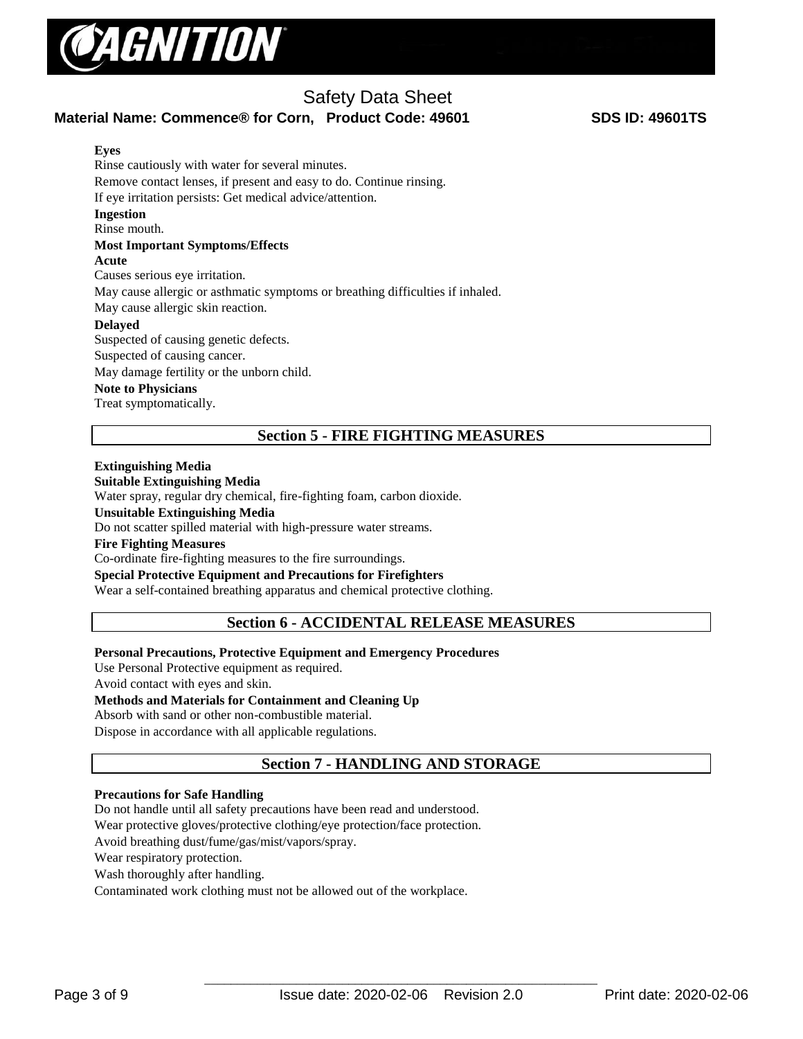**Eyes**

Rinse cautiously with water for several minutes.

Remove contact lenses, if present and easy to do. Continue rinsing.

If eye irritation persists: Get medical advice/attention.

**Ingestion**

Rinse mouth.

**Most Important Symptoms/Effects**

**Acute**

Causes serious eye irritation.

May cause allergic or asthmatic symptoms or breathing difficulties if inhaled.

May cause allergic skin reaction.

**Delayed**

Suspected of causing genetic defects.

Suspected of causing cancer.

May damage fertility or the unborn child.

**Note to Physicians**

Treat symptomatically.

## Section 5 - FIRE FIGHTING MEASURES

**Extinguishing Media**

**Suitable Extinguishing Media**

Water spray, regular dry chemical, fire-fighting foam, carbon dioxide.

**Unsuitable Extinguishing Media**

Do not scatter spilled material with high-pressure water streams.

**Fire Fighting Measures**

Co-ordinate fire-fighting measures to the fire surroundings.

**Special Protective Equipment and Precautions for Firefighters**

Wear a self-contained breathing apparatus and chemical protective clothing.

## Section 6 - ACCIDENTAL RELEASE MEASURES

**Personal Precautions, Protective Equipment and Emergency Procedures**

Use Personal Protective equipment as required.

Avoid contact with eyes and skin.

**Methods and Materials for Containment and Cleaning Up**

Absorb with sand or other non-combustible material.

Dispose in accordance with all applicable regulations.

## Section 7 - HANDLING AND STORAGE

**Precautions for Safe Handling**

Do not handle until all safety precautions have been read and understood.

Wear protective gloves/protective clothing/eye protection/face protection.

Avoid breathing dust/fume/gas/mist/vapors/spray.

Wear respiratory protection.

Wash thoroughly after handling.

Contaminated work clothing must not be allowed out of the workplace.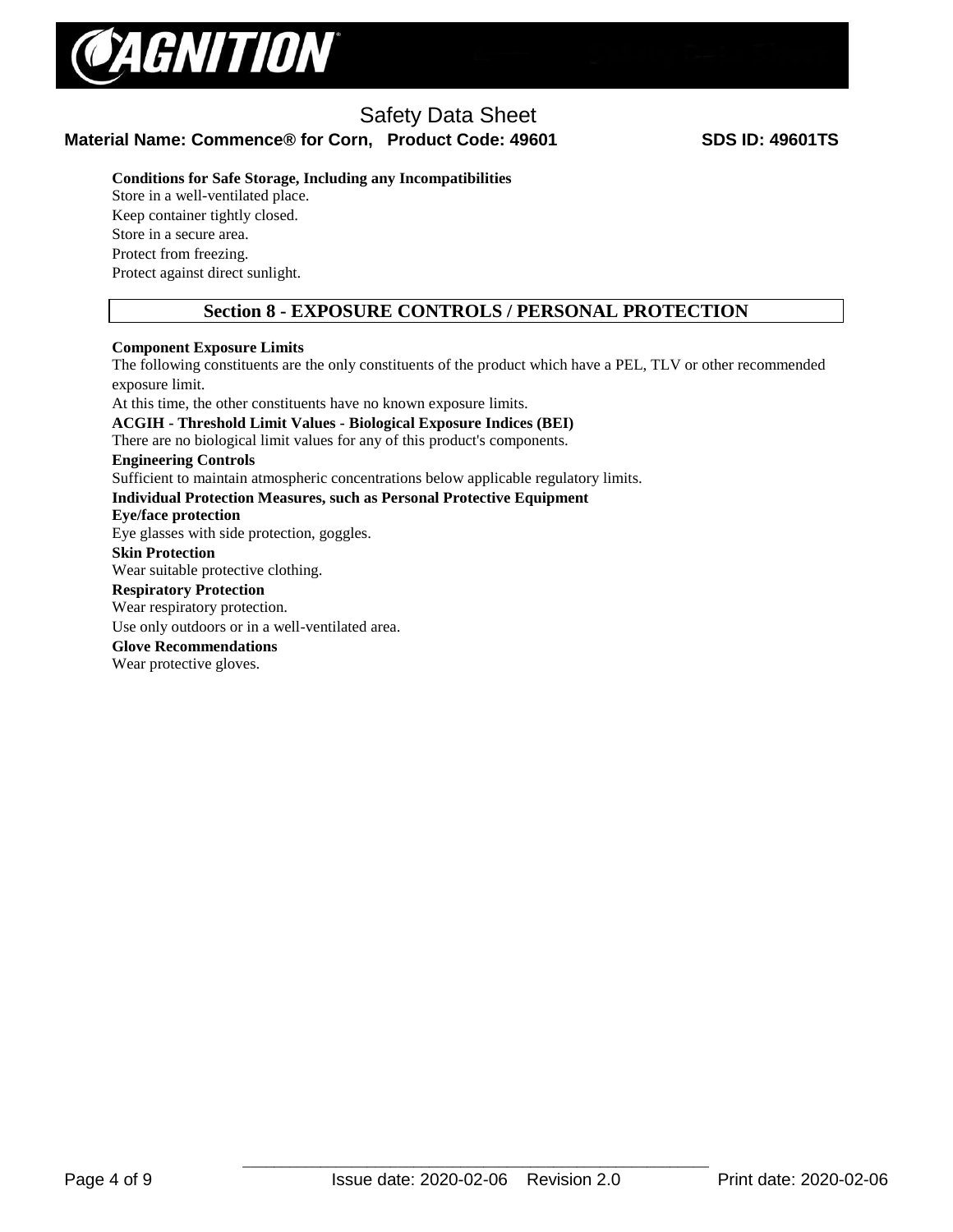**Conditions for Safe Storage, Including any Incompatibilities**

Store in a well-ventilated place.

Keep container tightly closed.

Store in a secure area.

Protect from freezing.

Protect against direct sunlight.

## Section 8 - EXPOSURE CONTROLS / PERSONAL PROTECTION

**Component Exposure Limits**

The following constituents are the only constituents of the product which have a PEL, TLV or other recommended exposure limit.

At this time, the other constituents have no known exposure limits.

**ACGIH - Threshold Limit Values - Biological Exposure Indices (BEI)**

There are no biological limit values for any of this product's components.

**Engineering Controls**

Sufficient to maintain atmospheric concentrations below applicable regulatory limits.

**Individual Protection Measures, such as Personal Protective Equipment**

**Eye/face protection**

Eye glasses with side protection, goggles.

**Skin Protection**

Wear suitable protective clothing.

**Respiratory Protection**

Wear respiratory protection.

Use only outdoors or in a well-ventilated area.

**Glove Recommendations**

Wear protective gloves.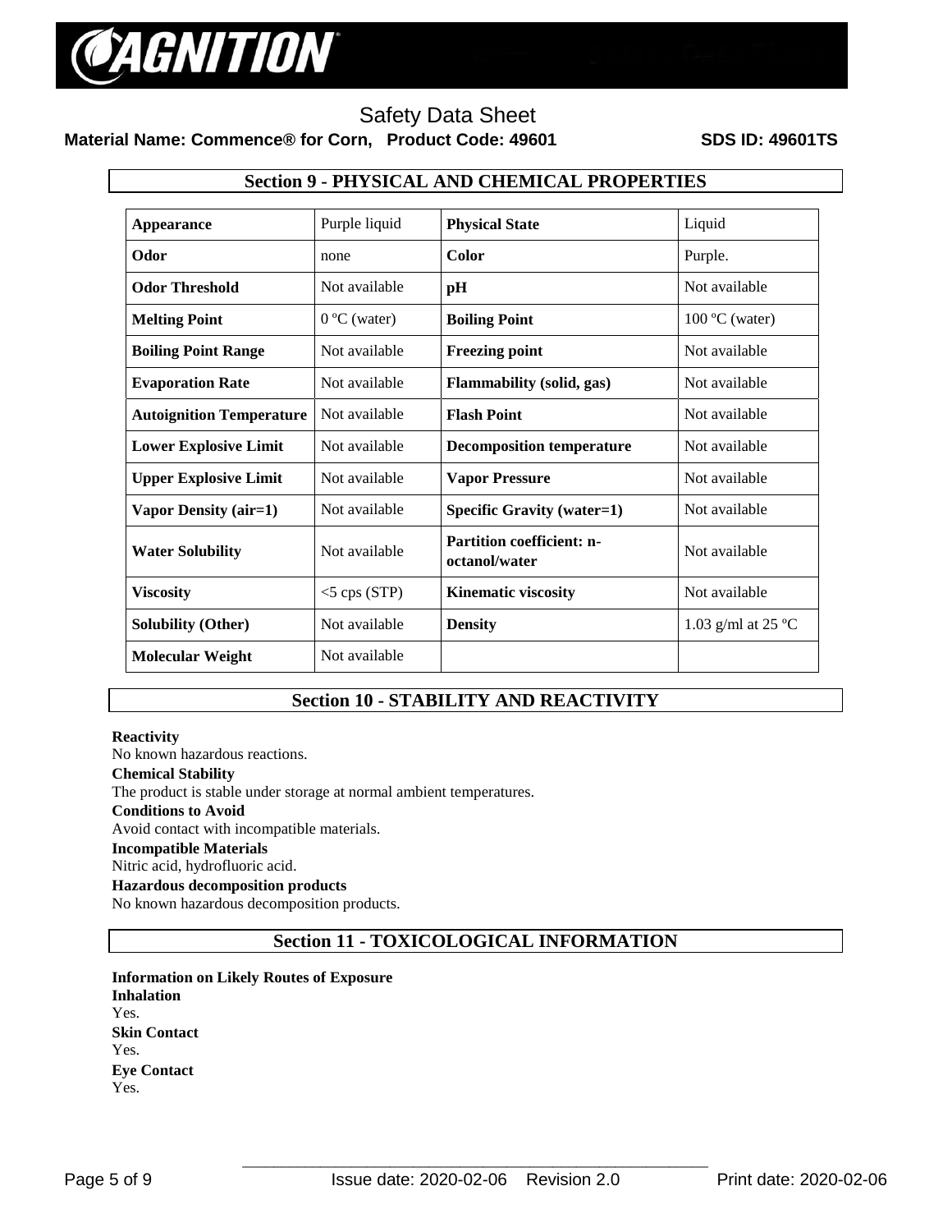## Section 9 - PHYSICAL AND CHEMICAL PROPERTIES

| | | | |
|---|---|---|---|
| **Appearance** | Purple liquid | **Physical State** | Liquid |
| **Odor** | none | **Color** | Purple. |
| **Odor Threshold** | Not available | **pH** | Not available |
| **Melting Point** | 0 ºC (water) | **Boiling Point** | 100 ºC (water) |
| **Boiling Point Range** | Not available | **Freezing point** | Not available |
| **Evaporation Rate** | Not available | **Flammability (solid, gas)** | Not available |
| **Autoignition Temperature** | Not available | **Flash Point** | Not available |
| **Lower Explosive Limit** | Not available | **Decomposition temperature** | Not available |
| **Upper Explosive Limit** | Not available | **Vapor Pressure** | Not available |
| **Vapor Density (air=1)** | Not available | **Specific Gravity (water=1)** | Not available |
| **Water Solubility** | Not available | **Partition coefficient: n-octanol/water** | Not available |
| **Viscosity** | <5 cps (STP) | **Kinematic viscosity** | Not available |
| **Solubility (Other)** | Not available | **Density** | 1.03 g/ml at 25 ºC |
| **Molecular Weight** | Not available | | |

## Section 10 - STABILITY AND REACTIVITY

**Reactivity**
No known hazardous reactions.

**Chemical Stability**
The product is stable under storage at normal ambient temperatures.

**Conditions to Avoid**
Avoid contact with incompatible materials.

**Incompatible Materials**
Nitric acid, hydrofluoric acid.

**Hazardous decomposition products**
No known hazardous decomposition products.

## Section 11 - TOXICOLOGICAL INFORMATION

**Information on Likely Routes of Exposure**

**Inhalation**
Yes.

**Skin Contact**
Yes.

**Eye Contact**
Yes.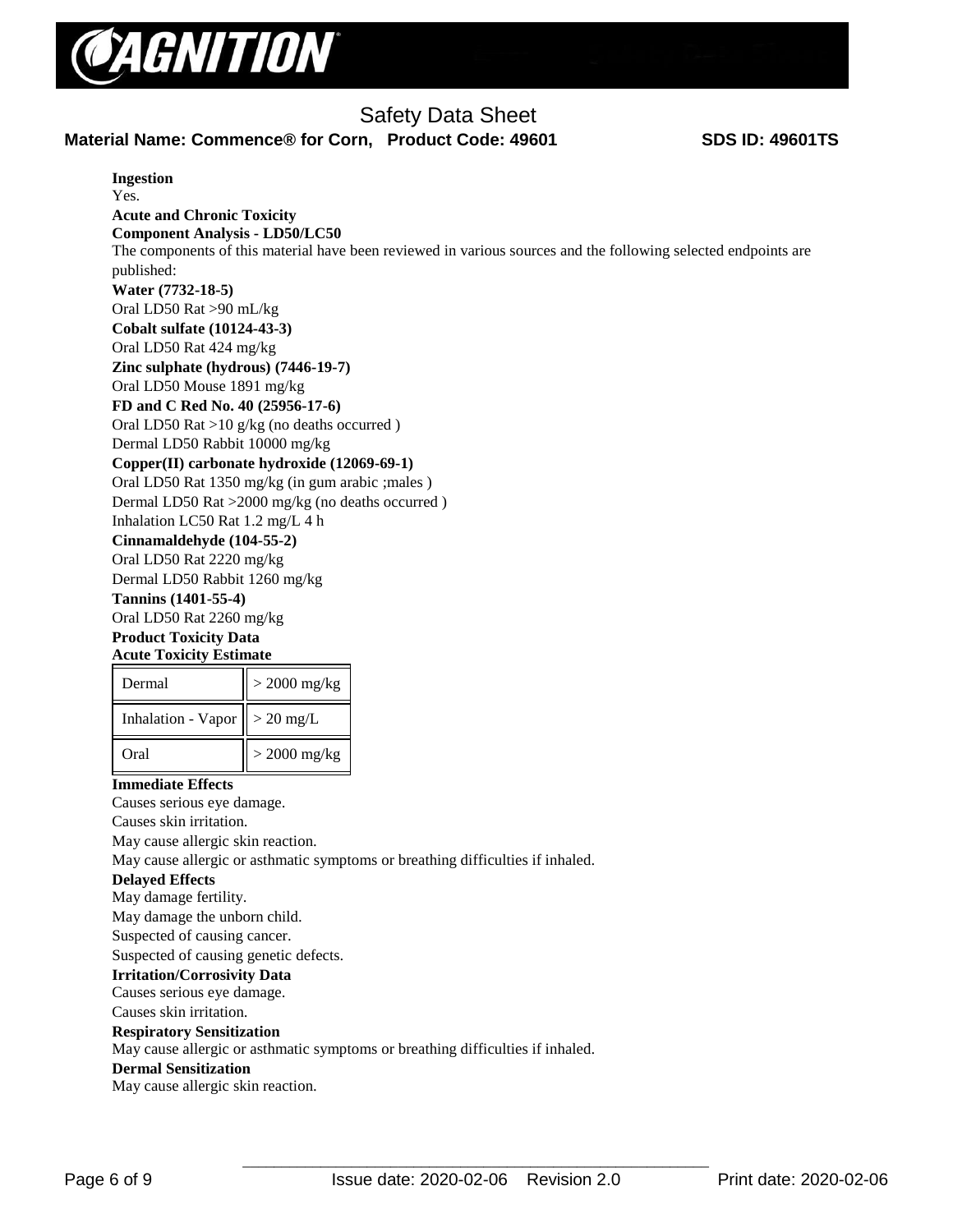**Ingestion**

Yes.

**Acute and Chronic Toxicity**

**Component Analysis - LD50/LC50**

The components of this material have been reviewed in various sources and the following selected endpoints are published:

**Water (7732-18-5)**

Oral LD50 Rat >90 mL/kg

**Cobalt sulfate (10124-43-3)**

Oral LD50 Rat 424 mg/kg

**Zinc sulphate (hydrous) (7446-19-7)**

Oral LD50 Mouse 1891 mg/kg

**FD and C Red No. 40 (25956-17-6)**

Oral LD50 Rat >10 g/kg (no deaths occurred )

Dermal LD50 Rabbit 10000 mg/kg

**Copper(II) carbonate hydroxide (12069-69-1)**

Oral LD50 Rat 1350 mg/kg (in gum arabic ;males )

Dermal LD50 Rat >2000 mg/kg (no deaths occurred )

Inhalation LC50 Rat 1.2 mg/L 4 h

**Cinnamaldehyde (104-55-2)**

Oral LD50 Rat 2220 mg/kg

Dermal LD50 Rabbit 1260 mg/kg

**Tannins (1401-55-4)**

Oral LD50 Rat 2260 mg/kg

**Product Toxicity Data**

**Acute Toxicity Estimate**

| | |
|---|---|
| Dermal | > 2000 mg/kg |
| Inhalation - Vapor | > 20 mg/L |
| Oral | > 2000 mg/kg |

**Immediate Effects**

Causes serious eye damage.

Causes skin irritation.

May cause allergic skin reaction.

May cause allergic or asthmatic symptoms or breathing difficulties if inhaled.

**Delayed Effects**

May damage fertility.

May damage the unborn child.

Suspected of causing cancer.

Suspected of causing genetic defects.

**Irritation/Corrosivity Data**

Causes serious eye damage.

Causes skin irritation.

**Respiratory Sensitization**

May cause allergic or asthmatic symptoms or breathing difficulties if inhaled.

**Dermal Sensitization**

May cause allergic skin reaction.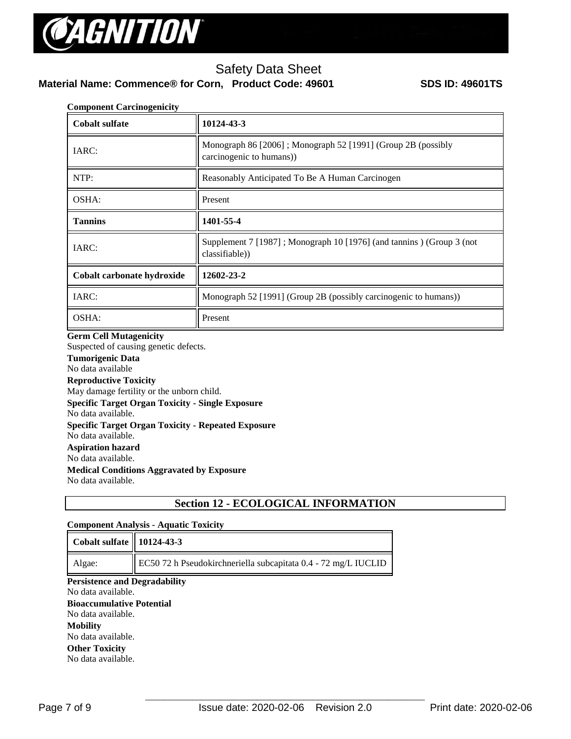**Component Carcinogenicity**

| Cobalt sulfate | 10124-43-3 |
|---|---|
| IARC: | Monograph 86 [2006] ; Monograph 52 [1991] (Group 2B (possibly carcinogenic to humans)) |
| NTP: | Reasonably Anticipated To Be A Human Carcinogen |
| OSHA: | Present |
| **Tannins** | **1401-55-4** |
| IARC: | Supplement 7 [1987] ; Monograph 10 [1976] (and tannins ) (Group 3 (not classifiable)) |
| **Cobalt carbonate hydroxide** | **12602-23-2** |
| IARC: | Monograph 52 [1991] (Group 2B (possibly carcinogenic to humans)) |
| OSHA: | Present |

**Germ Cell Mutagenicity**
Suspected of causing genetic defects.

**Tumorigenic Data**
No data available

**Reproductive Toxicity**
May damage fertility or the unborn child.

**Specific Target Organ Toxicity - Single Exposure**
No data available.

**Specific Target Organ Toxicity - Repeated Exposure**
No data available.

**Aspiration hazard**
No data available.

**Medical Conditions Aggravated by Exposure**
No data available.

## Section 12 - ECOLOGICAL INFORMATION

**Component Analysis - Aquatic Toxicity**

| Cobalt sulfate | 10124-43-3 |
|---|---|
| Algae: | EC50 72 h Pseudokirchneriella subcapitata 0.4 - 72 mg/L IUCLID |

**Persistence and Degradability**
No data available.

**Bioaccumulative Potential**
No data available.

**Mobility**
No data available.

**Other Toxicity**
No data available.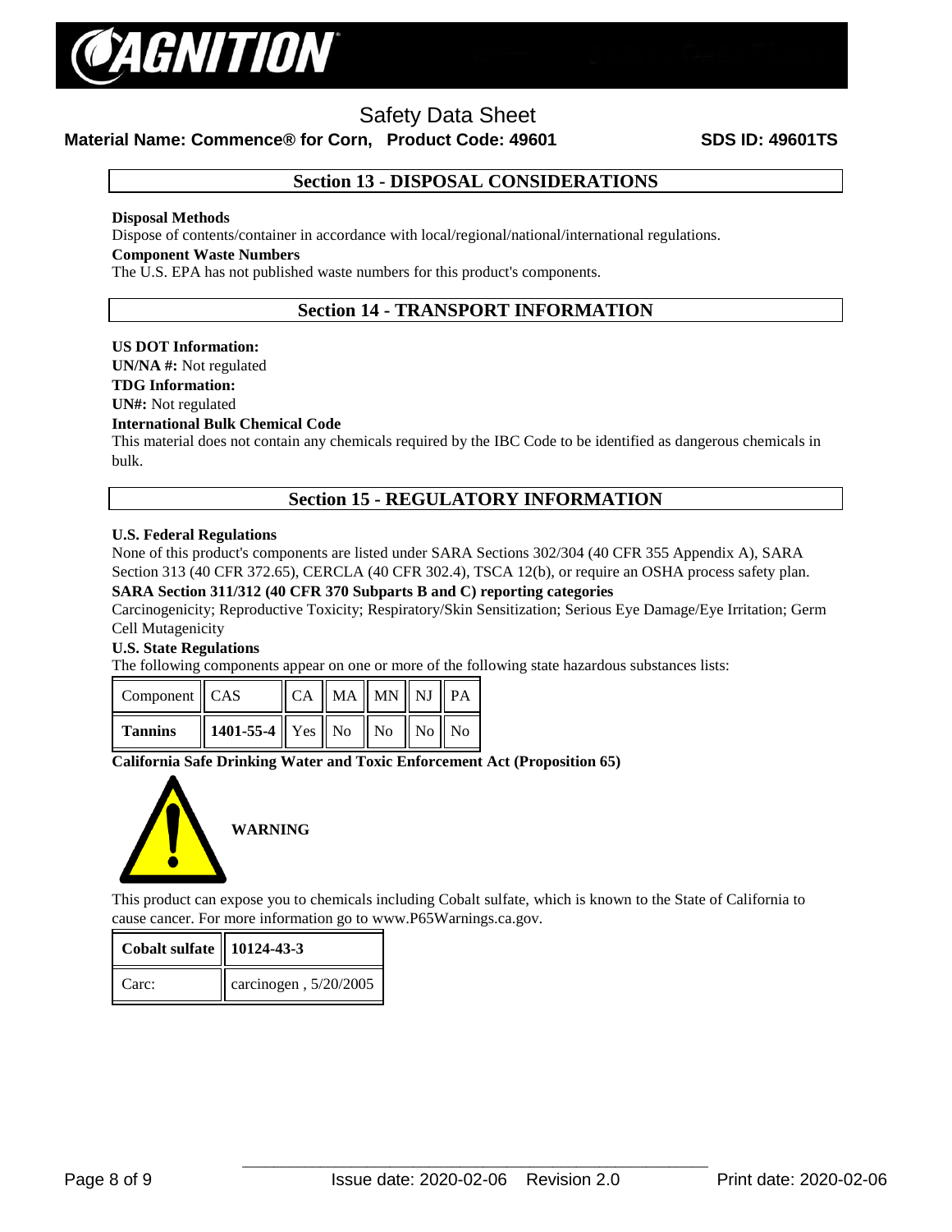## Section 13 - DISPOSAL CONSIDERATIONS

**Disposal Methods**

Dispose of contents/container in accordance with local/regional/national/international regulations.

**Component Waste Numbers**

The U.S. EPA has not published waste numbers for this product's components.

## Section 14 - TRANSPORT INFORMATION

**US DOT Information:**

**UN/NA #:** Not regulated

**TDG Information:**

**UN#:** Not regulated

**International Bulk Chemical Code**

This material does not contain any chemicals required by the IBC Code to be identified as dangerous chemicals in bulk.

## Section 15 - REGULATORY INFORMATION

**U.S. Federal Regulations**

None of this product's components are listed under SARA Sections 302/304 (40 CFR 355 Appendix A), SARA Section 313 (40 CFR 372.65), CERCLA (40 CFR 302.4), TSCA 12(b), or require an OSHA process safety plan.

**SARA Section 311/312 (40 CFR 370 Subparts B and C) reporting categories**

Carcinogenicity; Reproductive Toxicity; Respiratory/Skin Sensitization; Serious Eye Damage/Eye Irritation; Germ Cell Mutagenicity

**U.S. State Regulations**

The following components appear on one or more of the following state hazardous substances lists:

| Component | CAS | CA | MA | MN | NJ | PA |
|---|---|---|---|---|---|---|
| **Tannins** | **1401-55-4** | Yes | No | No | No | No |

**California Safe Drinking Water and Toxic Enforcement Act (Proposition 65)**

**WARNING**

This product can expose you to chemicals including Cobalt sulfate, which is known to the State of California to cause cancer. For more information go to www.P65Warnings.ca.gov.

| **Cobalt sulfate** | **10124-43-3** |
|---|---|
| Carc: | carcinogen , 5/20/2005 |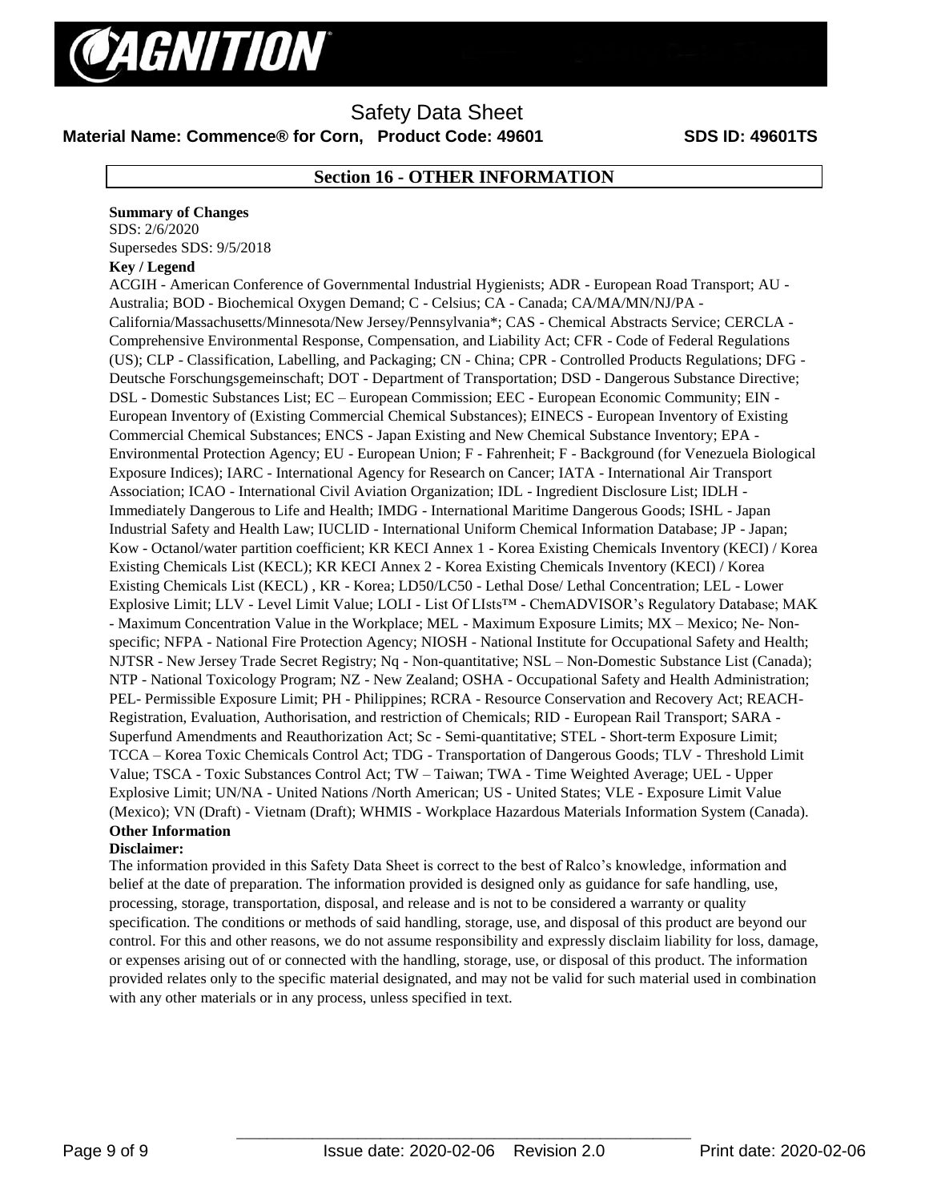## Section 16 - OTHER INFORMATION

**Summary of Changes**

SDS: 2/6/2020

Supersedes SDS: 9/5/2018

**Key / Legend**

ACGIH - American Conference of Governmental Industrial Hygienists; ADR - European Road Transport; AU - Australia; BOD - Biochemical Oxygen Demand; C - Celsius; CA - Canada; CA/MA/MN/NJ/PA - California/Massachusetts/Minnesota/New Jersey/Pennsylvania*; CAS - Chemical Abstracts Service; CERCLA - Comprehensive Environmental Response, Compensation, and Liability Act; CFR - Code of Federal Regulations (US); CLP - Classification, Labelling, and Packaging; CN - China; CPR - Controlled Products Regulations; DFG - Deutsche Forschungsgemeinschaft; DOT - Department of Transportation; DSD - Dangerous Substance Directive; DSL - Domestic Substances List; EC – European Commission; EEC - European Economic Community; EIN - European Inventory of (Existing Commercial Chemical Substances); EINECS - European Inventory of Existing Commercial Chemical Substances; ENCS - Japan Existing and New Chemical Substance Inventory; EPA - Environmental Protection Agency; EU - European Union; F - Fahrenheit; F - Background (for Venezuela Biological Exposure Indices); IARC - International Agency for Research on Cancer; IATA - International Air Transport Association; ICAO - International Civil Aviation Organization; IDL - Ingredient Disclosure List; IDLH - Immediately Dangerous to Life and Health; IMDG - International Maritime Dangerous Goods; ISHL - Japan Industrial Safety and Health Law; IUCLID - International Uniform Chemical Information Database; JP - Japan; Kow - Octanol/water partition coefficient; KR KECI Annex 1 - Korea Existing Chemicals Inventory (KECI) / Korea Existing Chemicals List (KECL); KR KECI Annex 2 - Korea Existing Chemicals Inventory (KECI) / Korea Existing Chemicals List (KECL) , KR - Korea; LD50/LC50 - Lethal Dose/ Lethal Concentration; LEL - Lower Explosive Limit; LLV - Level Limit Value; LOLI - List Of LIsts™ - ChemADVISOR's Regulatory Database; MAK - Maximum Concentration Value in the Workplace; MEL - Maximum Exposure Limits; MX – Mexico; Ne- Non-specific; NFPA - National Fire Protection Agency; NIOSH - National Institute for Occupational Safety and Health; NJTSR - New Jersey Trade Secret Registry; Nq - Non-quantitative; NSL – Non-Domestic Substance List (Canada); NTP - National Toxicology Program; NZ - New Zealand; OSHA - Occupational Safety and Health Administration; PEL- Permissible Exposure Limit; PH - Philippines; RCRA - Resource Conservation and Recovery Act; REACH- Registration, Evaluation, Authorisation, and restriction of Chemicals; RID - European Rail Transport; SARA - Superfund Amendments and Reauthorization Act; Sc - Semi-quantitative; STEL - Short-term Exposure Limit; TCCA – Korea Toxic Chemicals Control Act; TDG - Transportation of Dangerous Goods; TLV - Threshold Limit Value; TSCA - Toxic Substances Control Act; TW – Taiwan; TWA - Time Weighted Average; UEL - Upper Explosive Limit; UN/NA - United Nations /North American; US - United States; VLE - Exposure Limit Value (Mexico); VN (Draft) - Vietnam (Draft); WHMIS - Workplace Hazardous Materials Information System (Canada).

**Other Information**

**Disclaimer:**

The information provided in this Safety Data Sheet is correct to the best of Ralco's knowledge, information and belief at the date of preparation. The information provided is designed only as guidance for safe handling, use, processing, storage, transportation, disposal, and release and is not to be considered a warranty or quality specification. The conditions or methods of said handling, storage, use, and disposal of this product are beyond our control. For this and other reasons, we do not assume responsibility and expressly disclaim liability for loss, damage, or expenses arising out of or connected with the handling, storage, use, or disposal of this product. The information provided relates only to the specific material designated, and may not be valid for such material used in combination with any other materials or in any process, unless specified in text.